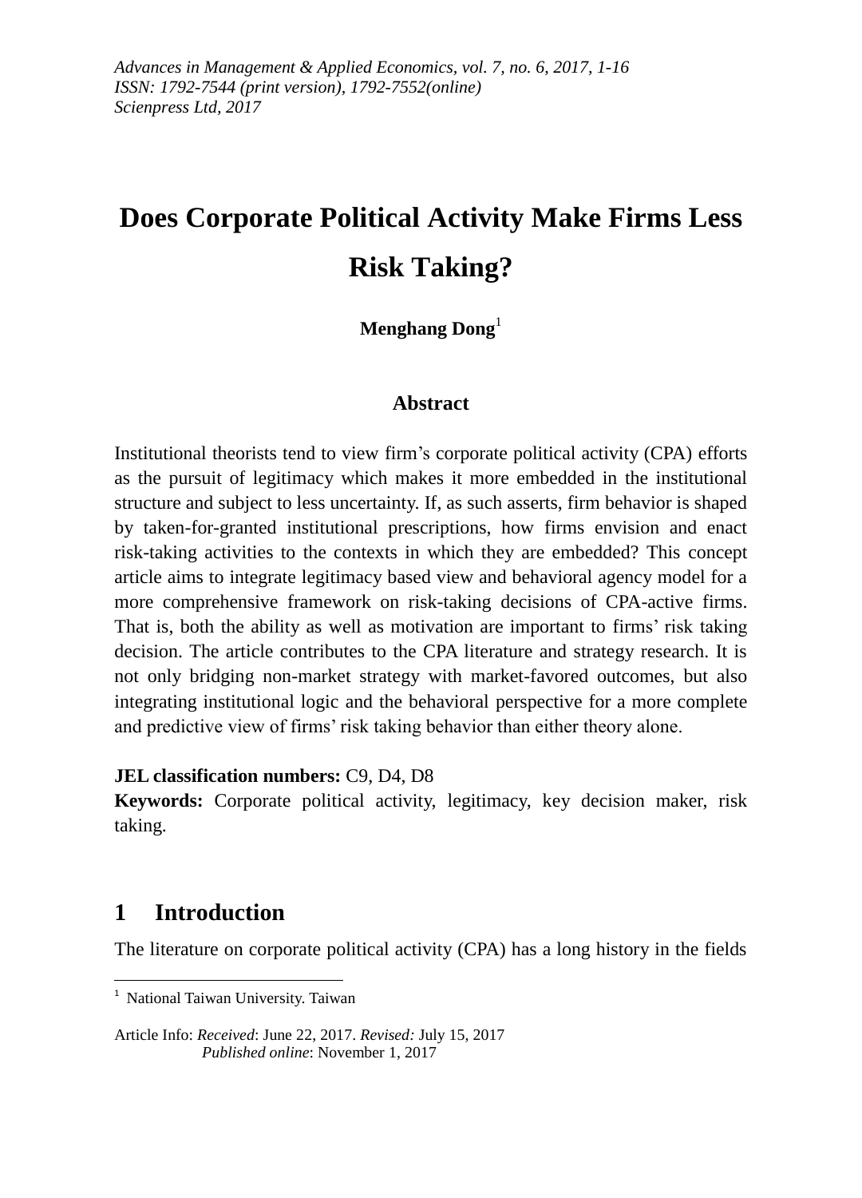# Does Corporate Political Activity Make Firms Less Risk Taking?

**Menghang Dong**[1]

## Abstract

Institutional theorists tend to view firm's corporate political activity (CPA) efforts as the pursuit of legitimacy which makes it more embedded in the institutional structure and subject to less uncertainty. If, as such asserts, firm behavior is shaped by taken-for-granted institutional prescriptions, how firms envision and enact risk-taking activities to the contexts in which they are embedded? This concept article aims to integrate legitimacy based view and behavioral agency model for a more comprehensive framework on risk-taking decisions of CPA-active firms. That is, both the ability as well as motivation are important to firms' risk taking decision. The article contributes to the CPA literature and strategy research. It is not only bridging non-market strategy with market-favored outcomes, but also integrating institutional logic and the behavioral perspective for a more complete and predictive view of firms' risk taking behavior than either theory alone.

**JEL classification numbers:** C9, D4, D8

**Keywords:** Corporate political activity, legitimacy, key decision maker, risk taking.

## 1 Introduction

The literature on corporate political activity (CPA) has a long history in the fields

---

[1] National Taiwan University. Taiwan

Article Info: *Received*: June 22, 2017. *Revised:* July 15, 2017
*Published online*: November 1, 2017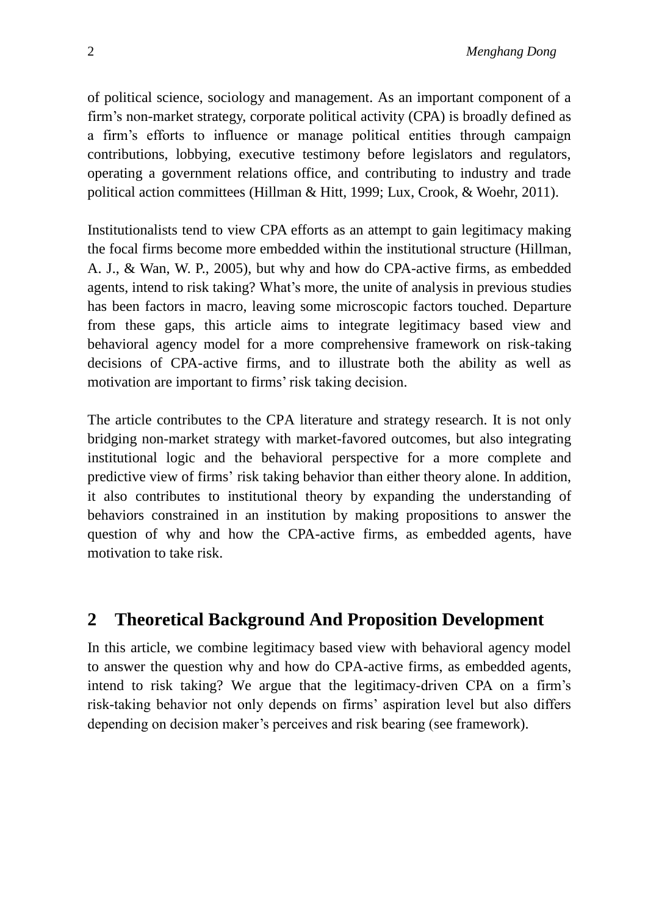of political science, sociology and management. As an important component of a firm's non-market strategy, corporate political activity (CPA) is broadly defined as a firm's efforts to influence or manage political entities through campaign contributions, lobbying, executive testimony before legislators and regulators, operating a government relations office, and contributing to industry and trade political action committees (Hillman & Hitt, 1999; Lux, Crook, & Woehr, 2011).

Institutionalists tend to view CPA efforts as an attempt to gain legitimacy making the focal firms become more embedded within the institutional structure (Hillman, A. J., & Wan, W. P., 2005), but why and how do CPA-active firms, as embedded agents, intend to risk taking? What's more, the unite of analysis in previous studies has been factors in macro, leaving some microscopic factors touched. Departure from these gaps, this article aims to integrate legitimacy based view and behavioral agency model for a more comprehensive framework on risk-taking decisions of CPA-active firms, and to illustrate both the ability as well as motivation are important to firms' risk taking decision.

The article contributes to the CPA literature and strategy research. It is not only bridging non-market strategy with market-favored outcomes, but also integrating institutional logic and the behavioral perspective for a more complete and predictive view of firms' risk taking behavior than either theory alone. In addition, it also contributes to institutional theory by expanding the understanding of behaviors constrained in an institution by making propositions to answer the question of why and how the CPA-active firms, as embedded agents, have motivation to take risk.

## 2 Theoretical Background And Proposition Development

In this article, we combine legitimacy based view with behavioral agency model to answer the question why and how do CPA-active firms, as embedded agents, intend to risk taking? We argue that the legitimacy-driven CPA on a firm's risk-taking behavior not only depends on firms' aspiration level but also differs depending on decision maker's perceives and risk bearing (see framework).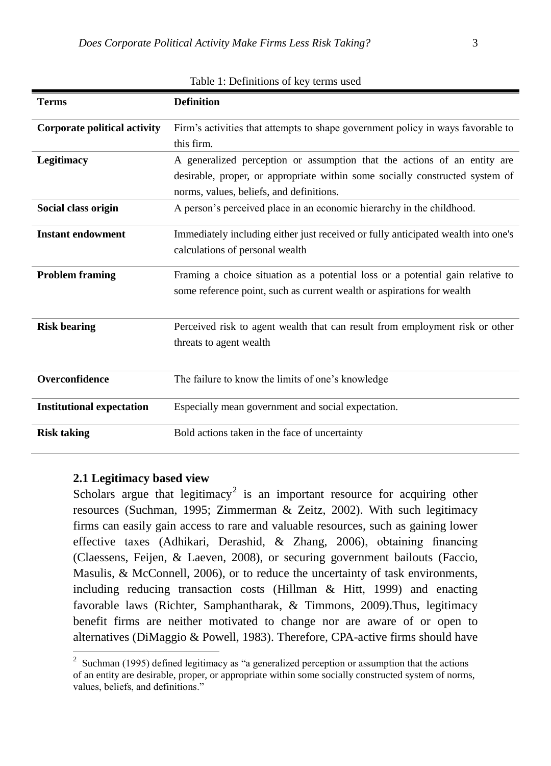Table 1: Definitions of key terms used

| Terms | Definition |
|---|---|
| **Corporate political activity** | Firm's activities that attempts to shape government policy in ways favorable to this firm. |
| **Legitimacy** | A generalized perception or assumption that the actions of an entity are desirable, proper, or appropriate within some socially constructed system of norms, values, beliefs, and definitions. |
| **Social class origin** | A person's perceived place in an economic hierarchy in the childhood. |
| **Instant endowment** | Immediately including either just received or fully anticipated wealth into one's calculations of personal wealth |
| **Problem framing** | Framing a choice situation as a potential loss or a potential gain relative to some reference point, such as current wealth or aspirations for wealth |
| **Risk bearing** | Perceived risk to agent wealth that can result from employment risk or other threats to agent wealth |
| **Overconfidence** | The failure to know the limits of one's knowledge |
| **Institutional expectation** | Especially mean government and social expectation. |
| **Risk taking** | Bold actions taken in the face of uncertainty |

### 2.1 Legitimacy based view

Scholars argue that legitimacy[2] is an important resource for acquiring other resources (Suchman, 1995; Zimmerman & Zeitz, 2002). With such legitimacy firms can easily gain access to rare and valuable resources, such as gaining lower effective taxes (Adhikari, Derashid, & Zhang, 2006), obtaining financing (Claessens, Feijen, & Laeven, 2008), or securing government bailouts (Faccio, Masulis, & McConnell, 2006), or to reduce the uncertainty of task environments, including reducing transaction costs (Hillman & Hitt, 1999) and enacting favorable laws (Richter, Samphantharak, & Timmons, 2009).Thus, legitimacy benefit firms are neither motivated to change nor are aware of or open to alternatives (DiMaggio & Powell, 1983). Therefore, CPA-active firms should have

[2] Suchman (1995) defined legitimacy as "a generalized perception or assumption that the actions of an entity are desirable, proper, or appropriate within some socially constructed system of norms, values, beliefs, and definitions."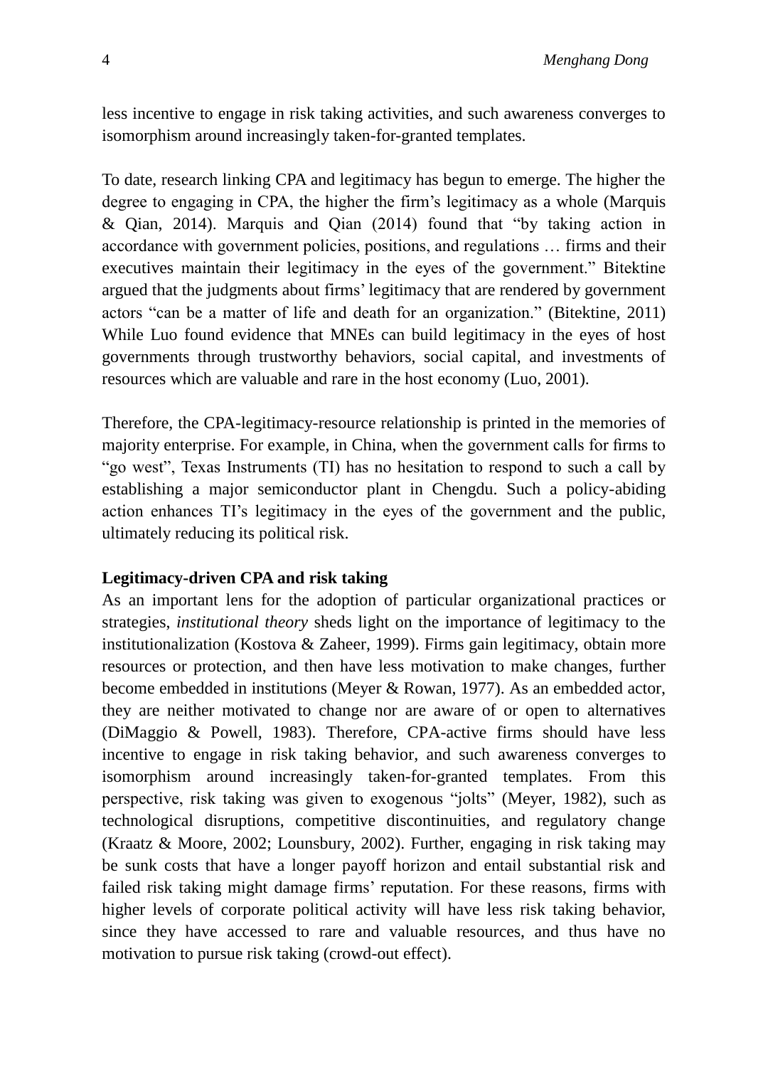less incentive to engage in risk taking activities, and such awareness converges to isomorphism around increasingly taken-for-granted templates.

To date, research linking CPA and legitimacy has begun to emerge. The higher the degree to engaging in CPA, the higher the firm's legitimacy as a whole (Marquis & Qian, 2014). Marquis and Qian (2014) found that "by taking action in accordance with government policies, positions, and regulations … firms and their executives maintain their legitimacy in the eyes of the government." Bitektine argued that the judgments about firms' legitimacy that are rendered by government actors "can be a matter of life and death for an organization." (Bitektine, 2011) While Luo found evidence that MNEs can build legitimacy in the eyes of host governments through trustworthy behaviors, social capital, and investments of resources which are valuable and rare in the host economy (Luo, 2001).

Therefore, the CPA-legitimacy-resource relationship is printed in the memories of majority enterprise. For example, in China, when the government calls for firms to "go west", Texas Instruments (TI) has no hesitation to respond to such a call by establishing a major semiconductor plant in Chengdu. Such a policy-abiding action enhances TI's legitimacy in the eyes of the government and the public, ultimately reducing its political risk.

**Legitimacy-driven CPA and risk taking**

As an important lens for the adoption of particular organizational practices or strategies, *institutional theory* sheds light on the importance of legitimacy to the institutionalization (Kostova & Zaheer, 1999). Firms gain legitimacy, obtain more resources or protection, and then have less motivation to make changes, further become embedded in institutions (Meyer & Rowan, 1977). As an embedded actor, they are neither motivated to change nor are aware of or open to alternatives (DiMaggio & Powell, 1983). Therefore, CPA-active firms should have less incentive to engage in risk taking behavior, and such awareness converges to isomorphism around increasingly taken-for-granted templates. From this perspective, risk taking was given to exogenous "jolts" (Meyer, 1982), such as technological disruptions, competitive discontinuities, and regulatory change (Kraatz & Moore, 2002; Lounsbury, 2002). Further, engaging in risk taking may be sunk costs that have a longer payoff horizon and entail substantial risk and failed risk taking might damage firms' reputation. For these reasons, firms with higher levels of corporate political activity will have less risk taking behavior, since they have accessed to rare and valuable resources, and thus have no motivation to pursue risk taking (crowd-out effect).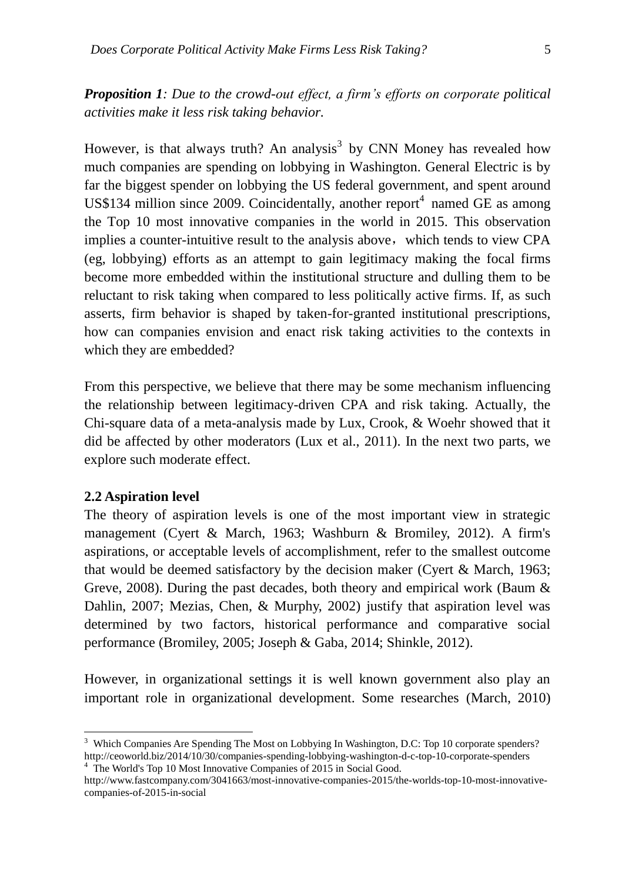***Proposition 1****: Due to the crowd-out effect, a firm's efforts on corporate political activities make it less risk taking behavior.*

However, is that always truth? An analysis[3] by CNN Money has revealed how much companies are spending on lobbying in Washington. General Electric is by far the biggest spender on lobbying the US federal government, and spent around US$134 million since 2009. Coincidentally, another report[4] named GE as among the Top 10 most innovative companies in the world in 2015. This observation implies a counter-intuitive result to the analysis above, which tends to view CPA (eg, lobbying) efforts as an attempt to gain legitimacy making the focal firms become more embedded within the institutional structure and dulling them to be reluctant to risk taking when compared to less politically active firms. If, as such asserts, firm behavior is shaped by taken-for-granted institutional prescriptions, how can companies envision and enact risk taking activities to the contexts in which they are embedded?

From this perspective, we believe that there may be some mechanism influencing the relationship between legitimacy-driven CPA and risk taking. Actually, the Chi-square data of a meta-analysis made by Lux, Crook, & Woehr showed that it did be affected by other moderators (Lux et al., 2011). In the next two parts, we explore such moderate effect.

**2.2 Aspiration level**

The theory of aspiration levels is one of the most important view in strategic management (Cyert & March, 1963; Washburn & Bromiley, 2012). A firm's aspirations, or acceptable levels of accomplishment, refer to the smallest outcome that would be deemed satisfactory by the decision maker (Cyert & March, 1963; Greve, 2008). During the past decades, both theory and empirical work (Baum & Dahlin, 2007; Mezias, Chen, & Murphy, 2002) justify that aspiration level was determined by two factors, historical performance and comparative social performance (Bromiley, 2005; Joseph & Gaba, 2014; Shinkle, 2012).

However, in organizational settings it is well known government also play an important role in organizational development. Some researches (March, 2010)

[3] Which Companies Are Spending The Most on Lobbying In Washington, D.C: Top 10 corporate spenders? http://ceoworld.biz/2014/10/30/companies-spending-lobbying-washington-d-c-top-10-corporate-spenders

[4] The World's Top 10 Most Innovative Companies of 2015 in Social Good. http://www.fastcompany.com/3041663/most-innovative-companies-2015/the-worlds-top-10-most-innovative-companies-of-2015-in-social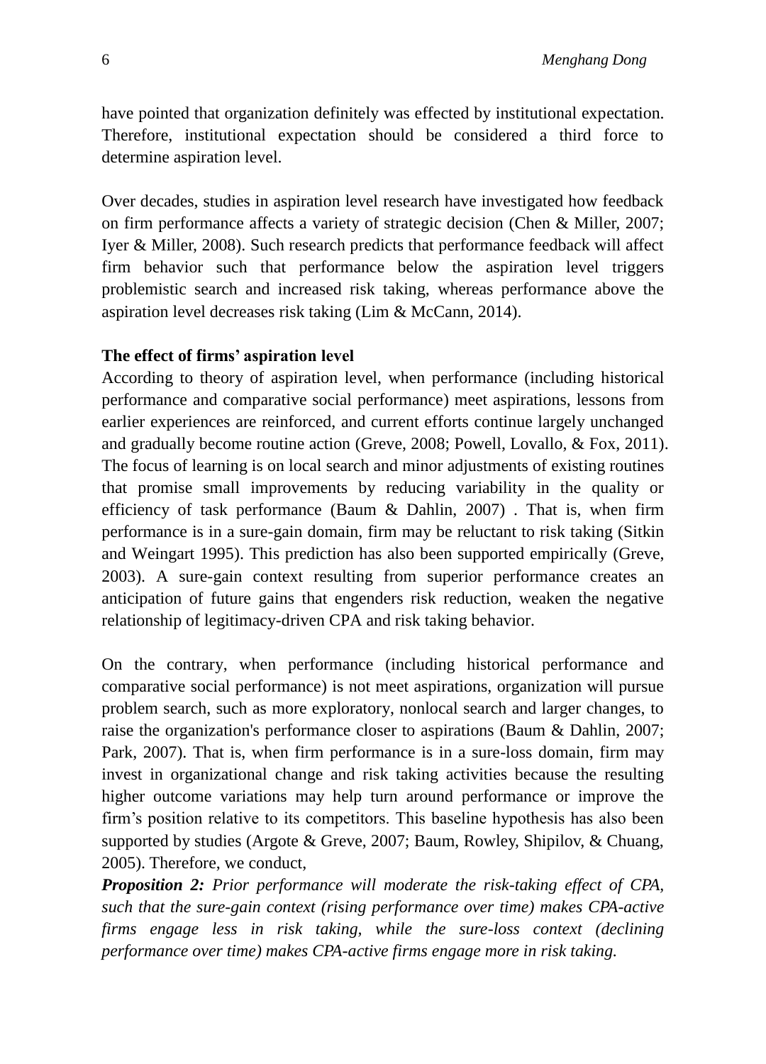have pointed that organization definitely was effected by institutional expectation. Therefore, institutional expectation should be considered a third force to determine aspiration level.

Over decades, studies in aspiration level research have investigated how feedback on firm performance affects a variety of strategic decision (Chen & Miller, 2007; Iyer & Miller, 2008). Such research predicts that performance feedback will affect firm behavior such that performance below the aspiration level triggers problemistic search and increased risk taking, whereas performance above the aspiration level decreases risk taking (Lim & McCann, 2014).

**The effect of firms' aspiration level**

According to theory of aspiration level, when performance (including historical performance and comparative social performance) meet aspirations, lessons from earlier experiences are reinforced, and current efforts continue largely unchanged and gradually become routine action (Greve, 2008; Powell, Lovallo, & Fox, 2011). The focus of learning is on local search and minor adjustments of existing routines that promise small improvements by reducing variability in the quality or efficiency of task performance (Baum & Dahlin, 2007) . That is, when firm performance is in a sure-gain domain, firm may be reluctant to risk taking (Sitkin and Weingart 1995). This prediction has also been supported empirically (Greve, 2003). A sure-gain context resulting from superior performance creates an anticipation of future gains that engenders risk reduction, weaken the negative relationship of legitimacy-driven CPA and risk taking behavior.

On the contrary, when performance (including historical performance and comparative social performance) is not meet aspirations, organization will pursue problem search, such as more exploratory, nonlocal search and larger changes, to raise the organization's performance closer to aspirations (Baum & Dahlin, 2007; Park, 2007). That is, when firm performance is in a sure-loss domain, firm may invest in organizational change and risk taking activities because the resulting higher outcome variations may help turn around performance or improve the firm's position relative to its competitors. This baseline hypothesis has also been supported by studies (Argote & Greve, 2007; Baum, Rowley, Shipilov, & Chuang, 2005). Therefore, we conduct,

***Proposition 2:*** *Prior performance will moderate the risk-taking effect of CPA, such that the sure-gain context (rising performance over time) makes CPA-active firms engage less in risk taking, while the sure-loss context (declining performance over time) makes CPA-active firms engage more in risk taking.*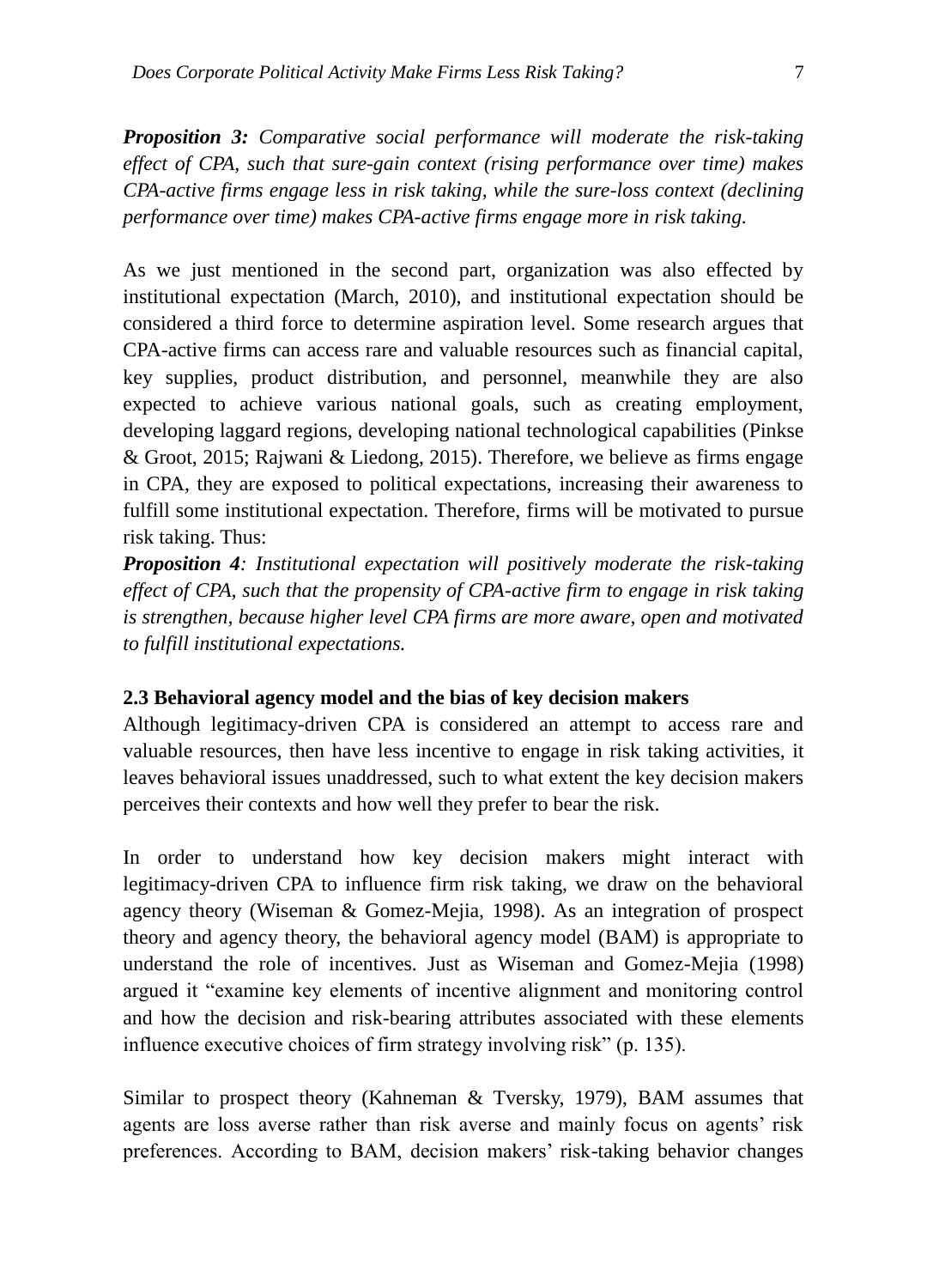***Proposition 3:*** ***Comparative social performance will moderate the risk-taking effect of CPA, such that sure-gain context (rising performance over time) makes CPA-active firms engage less in risk taking, while the sure-loss context (declining performance over time) makes CPA-active firms engage more in risk taking.***

As we just mentioned in the second part, organization was also effected by institutional expectation (March, 2010), and institutional expectation should be considered a third force to determine aspiration level. Some research argues that CPA-active firms can access rare and valuable resources such as financial capital, key supplies, product distribution, and personnel, meanwhile they are also expected to achieve various national goals, such as creating employment, developing laggard regions, developing national technological capabilities (Pinkse & Groot, 2015; Rajwani & Liedong, 2015). Therefore, we believe as firms engage in CPA, they are exposed to political expectations, increasing their awareness to fulfill some institutional expectation. Therefore, firms will be motivated to pursue risk taking. Thus:

***Proposition 4****: Institutional expectation will positively moderate the risk-taking effect of CPA, such that the propensity of CPA-active firm to engage in risk taking is strengthen, because higher level CPA firms are more aware, open and motivated to fulfill institutional expectations.*

### 2.3 Behavioral agency model and the bias of key decision makers

Although legitimacy-driven CPA is considered an attempt to access rare and valuable resources, then have less incentive to engage in risk taking activities, it leaves behavioral issues unaddressed, such to what extent the key decision makers perceives their contexts and how well they prefer to bear the risk.

In order to understand how key decision makers might interact with legitimacy-driven CPA to influence firm risk taking, we draw on the behavioral agency theory (Wiseman & Gomez-Mejia, 1998). As an integration of prospect theory and agency theory, the behavioral agency model (BAM) is appropriate to understand the role of incentives. Just as Wiseman and Gomez-Mejia (1998) argued it "examine key elements of incentive alignment and monitoring control and how the decision and risk-bearing attributes associated with these elements influence executive choices of firm strategy involving risk" (p. 135).

Similar to prospect theory (Kahneman & Tversky, 1979), BAM assumes that agents are loss averse rather than risk averse and mainly focus on agents' risk preferences. According to BAM, decision makers' risk-taking behavior changes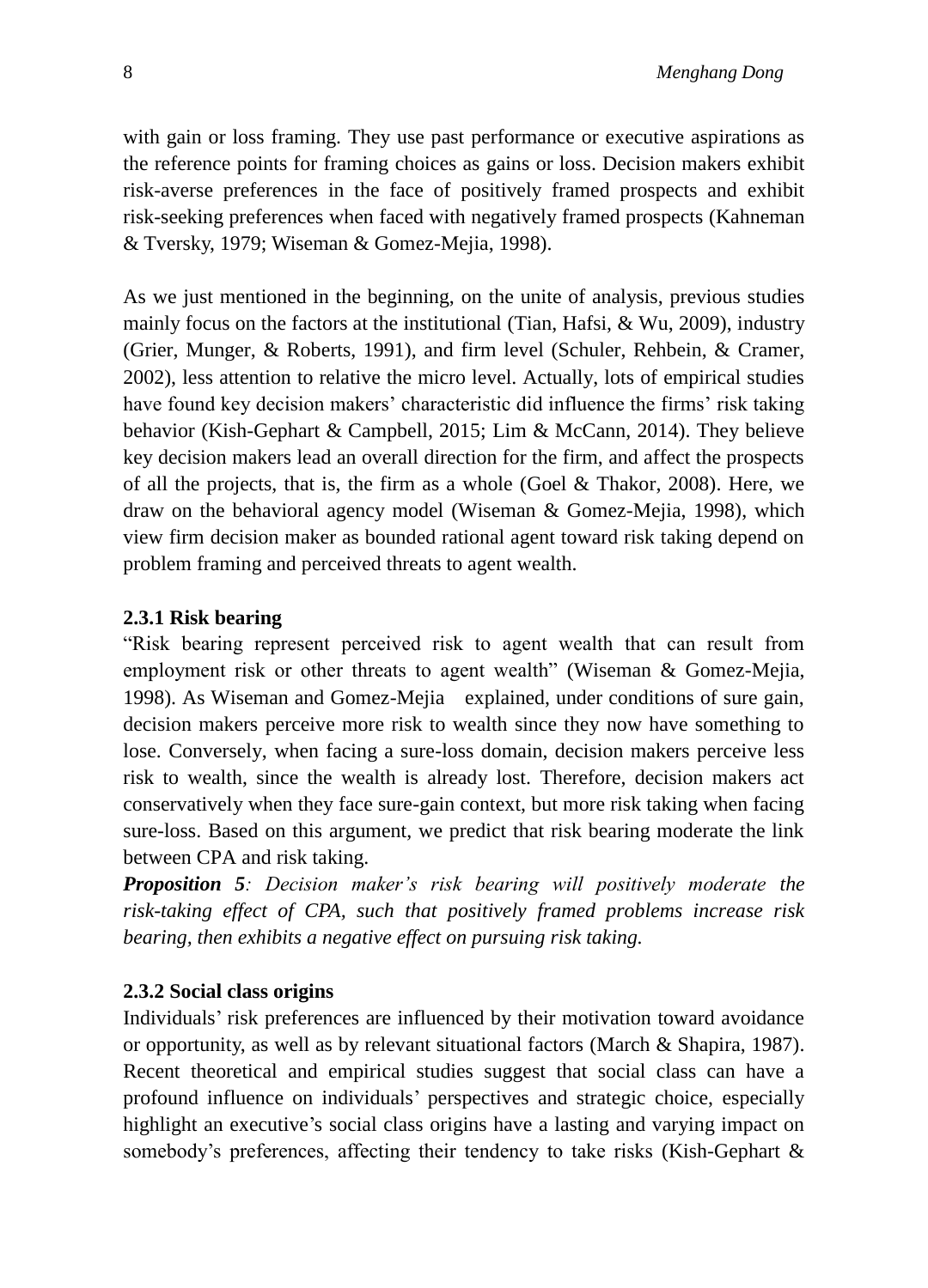with gain or loss framing. They use past performance or executive aspirations as the reference points for framing choices as gains or loss. Decision makers exhibit risk-averse preferences in the face of positively framed prospects and exhibit risk-seeking preferences when faced with negatively framed prospects (Kahneman & Tversky, 1979; Wiseman & Gomez-Mejia, 1998).

As we just mentioned in the beginning, on the unite of analysis, previous studies mainly focus on the factors at the institutional (Tian, Hafsi, & Wu, 2009), industry (Grier, Munger, & Roberts, 1991), and firm level (Schuler, Rehbein, & Cramer, 2002), less attention to relative the micro level. Actually, lots of empirical studies have found key decision makers' characteristic did influence the firms' risk taking behavior (Kish-Gephart & Campbell, 2015; Lim & McCann, 2014). They believe key decision makers lead an overall direction for the firm, and affect the prospects of all the projects, that is, the firm as a whole (Goel & Thakor, 2008). Here, we draw on the behavioral agency model (Wiseman & Gomez-Mejia, 1998), which view firm decision maker as bounded rational agent toward risk taking depend on problem framing and perceived threats to agent wealth.

### 2.3.1 Risk bearing

"Risk bearing represent perceived risk to agent wealth that can result from employment risk or other threats to agent wealth" (Wiseman & Gomez-Mejia, 1998). As Wiseman and Gomez-Mejia explained, under conditions of sure gain, decision makers perceive more risk to wealth since they now have something to lose. Conversely, when facing a sure-loss domain, decision makers perceive less risk to wealth, since the wealth is already lost. Therefore, decision makers act conservatively when they face sure-gain context, but more risk taking when facing sure-loss. Based on this argument, we predict that risk bearing moderate the link between CPA and risk taking.

***Proposition 5****: Decision maker's risk bearing will positively moderate the risk-taking effect of CPA, such that positively framed problems increase risk bearing, then exhibits a negative effect on pursuing risk taking.*

### 2.3.2 Social class origins

Individuals' risk preferences are influenced by their motivation toward avoidance or opportunity, as well as by relevant situational factors (March & Shapira, 1987). Recent theoretical and empirical studies suggest that social class can have a profound influence on individuals' perspectives and strategic choice, especially highlight an executive's social class origins have a lasting and varying impact on somebody's preferences, affecting their tendency to take risks (Kish-Gephart &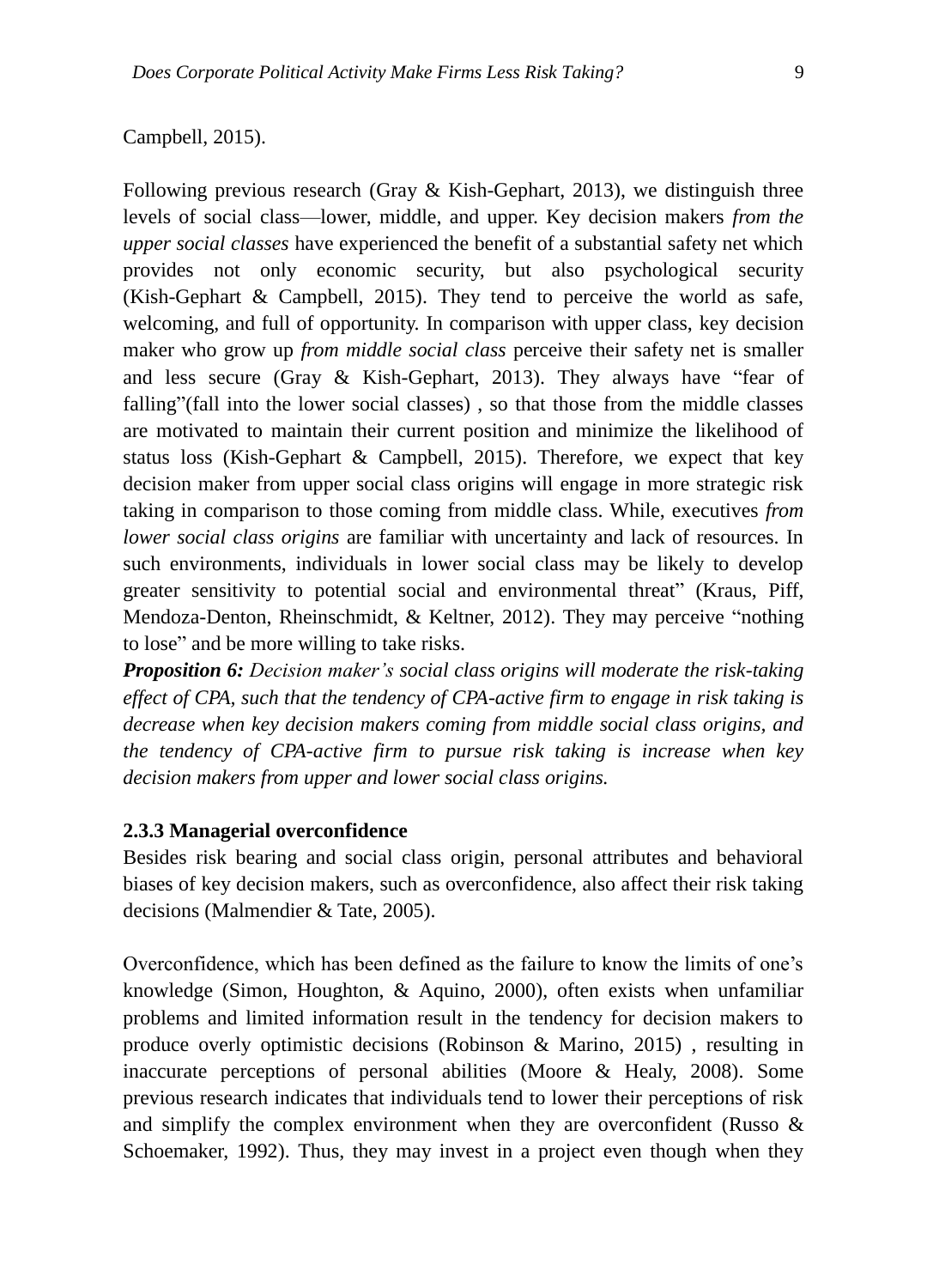Campbell, 2015).

Following previous research (Gray & Kish-Gephart, 2013), we distinguish three levels of social class—lower, middle, and upper. Key decision makers *from the upper social classes* have experienced the benefit of a substantial safety net which provides not only economic security, but also psychological security (Kish-Gephart & Campbell, 2015). They tend to perceive the world as safe, welcoming, and full of opportunity. In comparison with upper class, key decision maker who grow up *from middle social class* perceive their safety net is smaller and less secure (Gray & Kish-Gephart, 2013). They always have "fear of falling"(fall into the lower social classes) , so that those from the middle classes are motivated to maintain their current position and minimize the likelihood of status loss (Kish-Gephart & Campbell, 2015). Therefore, we expect that key decision maker from upper social class origins will engage in more strategic risk taking in comparison to those coming from middle class. While, executives *from lower social class origins* are familiar with uncertainty and lack of resources. In such environments, individuals in lower social class may be likely to develop greater sensitivity to potential social and environmental threat" (Kraus, Piff, Mendoza-Denton, Rheinschmidt, & Keltner, 2012). They may perceive "nothing to lose" and be more willing to take risks.

***Proposition 6:*** *Decision maker's social class origins will moderate the risk-taking effect of CPA, such that the tendency of CPA-active firm to engage in risk taking is decrease when key decision makers coming from middle social class origins, and the tendency of CPA-active firm to pursue risk taking is increase when key decision makers from upper and lower social class origins.*

### 2.3.3 Managerial overconfidence

Besides risk bearing and social class origin, personal attributes and behavioral biases of key decision makers, such as overconfidence, also affect their risk taking decisions (Malmendier & Tate, 2005).

Overconfidence, which has been defined as the failure to know the limits of one's knowledge (Simon, Houghton, & Aquino, 2000), often exists when unfamiliar problems and limited information result in the tendency for decision makers to produce overly optimistic decisions (Robinson & Marino, 2015) , resulting in inaccurate perceptions of personal abilities (Moore & Healy, 2008). Some previous research indicates that individuals tend to lower their perceptions of risk and simplify the complex environment when they are overconfident (Russo & Schoemaker, 1992). Thus, they may invest in a project even though when they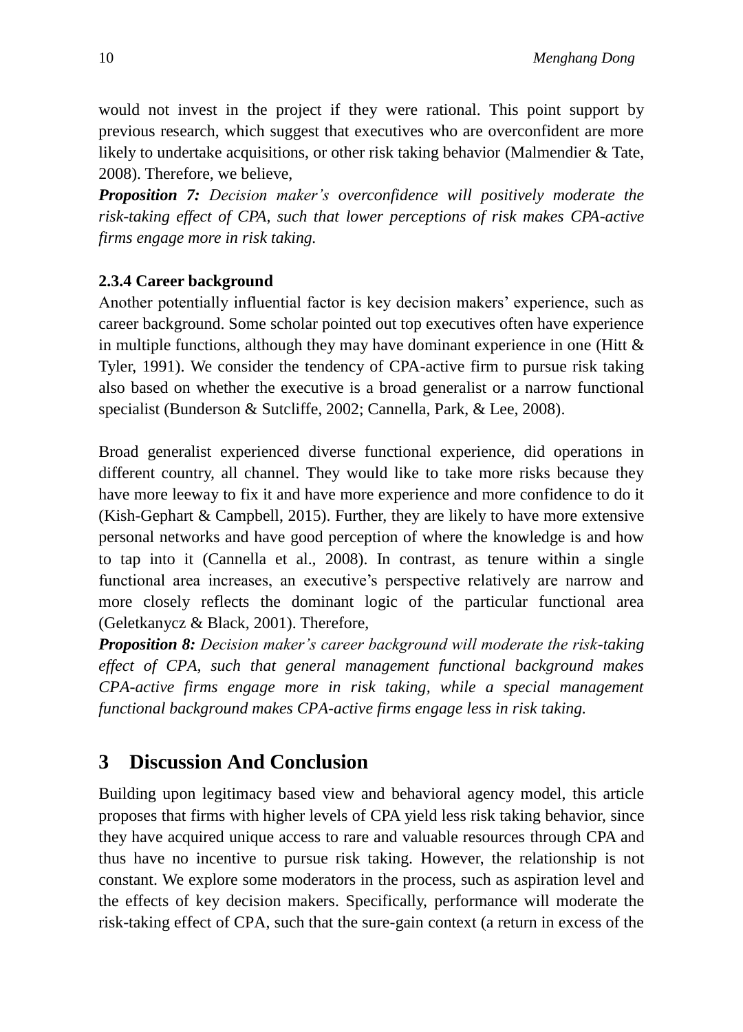would not invest in the project if they were rational. This point support by previous research, which suggest that executives who are overconfident are more likely to undertake acquisitions, or other risk taking behavior (Malmendier & Tate, 2008). Therefore, we believe,

***Proposition 7:*** *Decision maker's overconfidence will positively moderate the risk-taking effect of CPA, such that lower perceptions of risk makes CPA-active firms engage more in risk taking.*

### 2.3.4 Career background

Another potentially influential factor is key decision makers' experience, such as career background. Some scholar pointed out top executives often have experience in multiple functions, although they may have dominant experience in one (Hitt & Tyler, 1991). We consider the tendency of CPA-active firm to pursue risk taking also based on whether the executive is a broad generalist or a narrow functional specialist (Bunderson & Sutcliffe, 2002; Cannella, Park, & Lee, 2008).

Broad generalist experienced diverse functional experience, did operations in different country, all channel. They would like to take more risks because they have more leeway to fix it and have more experience and more confidence to do it (Kish-Gephart & Campbell, 2015). Further, they are likely to have more extensive personal networks and have good perception of where the knowledge is and how to tap into it (Cannella et al., 2008). In contrast, as tenure within a single functional area increases, an executive's perspective relatively are narrow and more closely reflects the dominant logic of the particular functional area (Geletkanycz & Black, 2001). Therefore,

***Proposition 8:*** *Decision maker's career background will moderate the risk-taking effect of CPA, such that general management functional background makes CPA-active firms engage more in risk taking, while a special management functional background makes CPA-active firms engage less in risk taking.*

## 3 Discussion And Conclusion

Building upon legitimacy based view and behavioral agency model, this article proposes that firms with higher levels of CPA yield less risk taking behavior, since they have acquired unique access to rare and valuable resources through CPA and thus have no incentive to pursue risk taking. However, the relationship is not constant. We explore some moderators in the process, such as aspiration level and the effects of key decision makers. Specifically, performance will moderate the risk-taking effect of CPA, such that the sure-gain context (a return in excess of the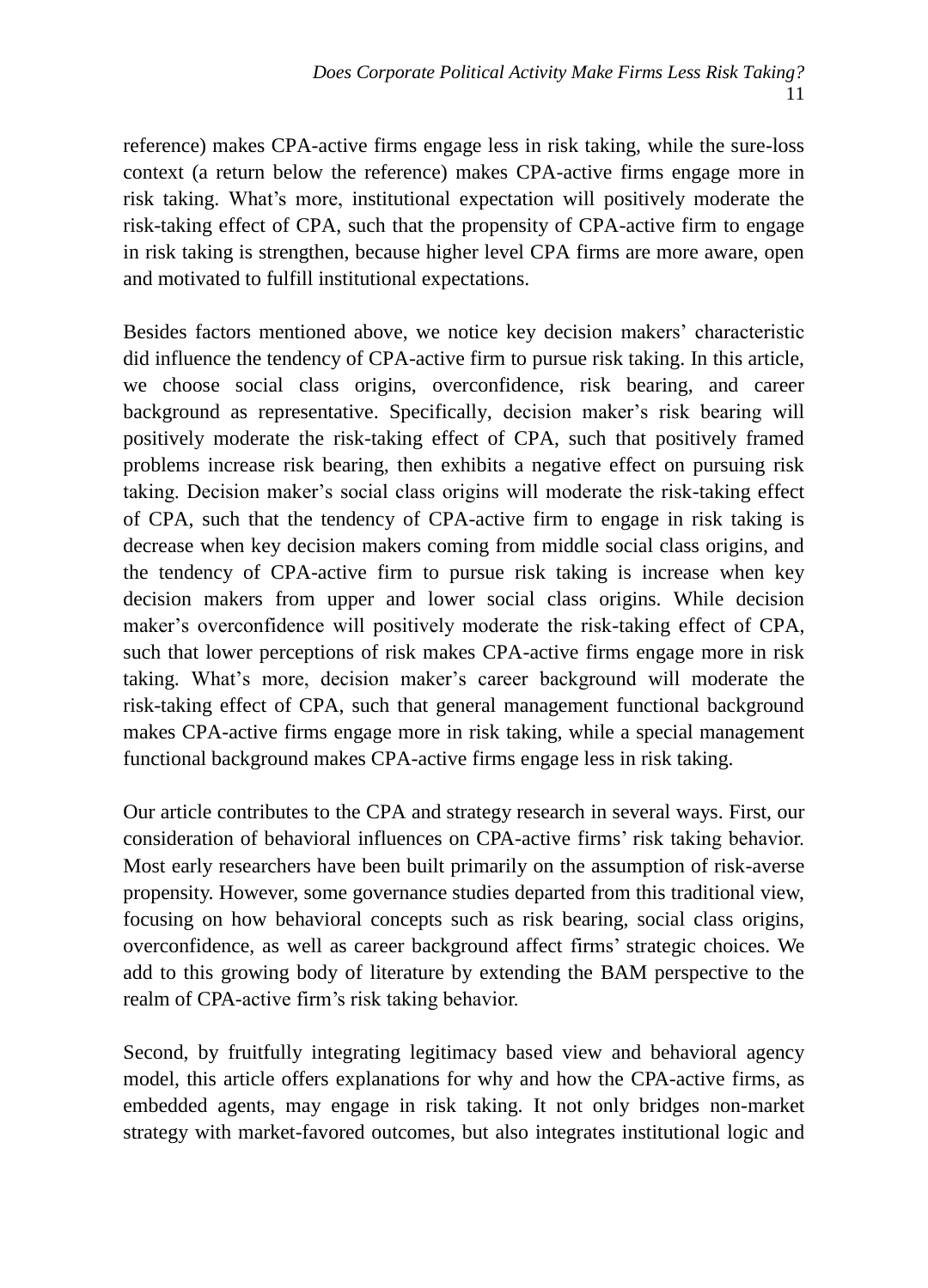reference) makes CPA-active firms engage less in risk taking, while the sure-loss context (a return below the reference) makes CPA-active firms engage more in risk taking. What's more, institutional expectation will positively moderate the risk-taking effect of CPA, such that the propensity of CPA-active firm to engage in risk taking is strengthen, because higher level CPA firms are more aware, open and motivated to fulfill institutional expectations.

Besides factors mentioned above, we notice key decision makers' characteristic did influence the tendency of CPA-active firm to pursue risk taking. In this article, we choose social class origins, overconfidence, risk bearing, and career background as representative. Specifically, decision maker's risk bearing will positively moderate the risk-taking effect of CPA, such that positively framed problems increase risk bearing, then exhibits a negative effect on pursuing risk taking. Decision maker's social class origins will moderate the risk-taking effect of CPA, such that the tendency of CPA-active firm to engage in risk taking is decrease when key decision makers coming from middle social class origins, and the tendency of CPA-active firm to pursue risk taking is increase when key decision makers from upper and lower social class origins. While decision maker's overconfidence will positively moderate the risk-taking effect of CPA, such that lower perceptions of risk makes CPA-active firms engage more in risk taking. What's more, decision maker's career background will moderate the risk-taking effect of CPA, such that general management functional background makes CPA-active firms engage more in risk taking, while a special management functional background makes CPA-active firms engage less in risk taking.

Our article contributes to the CPA and strategy research in several ways. First, our consideration of behavioral influences on CPA-active firms' risk taking behavior. Most early researchers have been built primarily on the assumption of risk-averse propensity. However, some governance studies departed from this traditional view, focusing on how behavioral concepts such as risk bearing, social class origins, overconfidence, as well as career background affect firms' strategic choices. We add to this growing body of literature by extending the BAM perspective to the realm of CPA-active firm's risk taking behavior.

Second, by fruitfully integrating legitimacy based view and behavioral agency model, this article offers explanations for why and how the CPA-active firms, as embedded agents, may engage in risk taking. It not only bridges non-market strategy with market-favored outcomes, but also integrates institutional logic and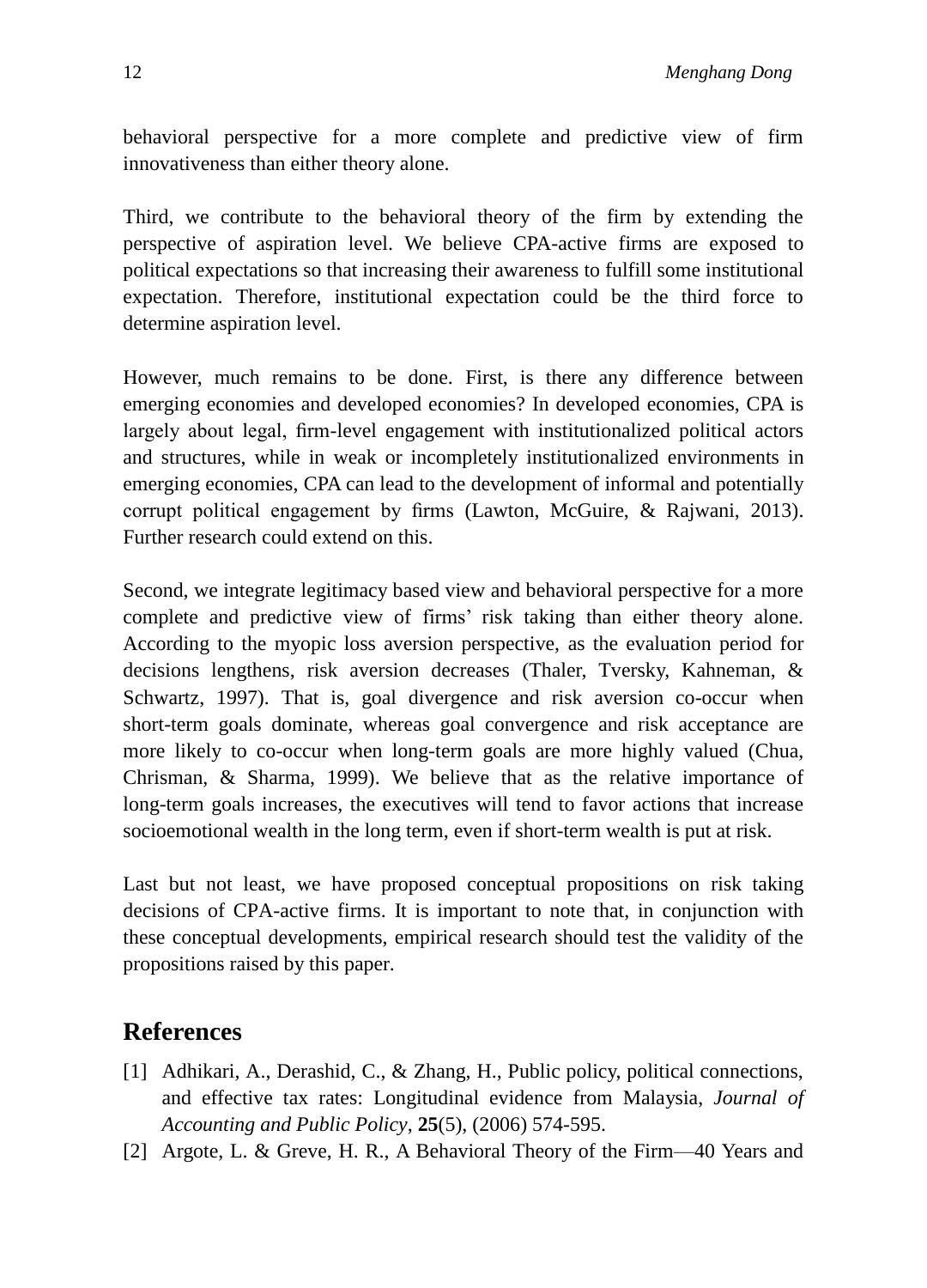behavioral perspective for a more complete and predictive view of firm innovativeness than either theory alone.

Third, we contribute to the behavioral theory of the firm by extending the perspective of aspiration level. We believe CPA-active firms are exposed to political expectations so that increasing their awareness to fulfill some institutional expectation. Therefore, institutional expectation could be the third force to determine aspiration level.

However, much remains to be done. First, is there any difference between emerging economies and developed economies? In developed economies, CPA is largely about legal, firm-level engagement with institutionalized political actors and structures, while in weak or incompletely institutionalized environments in emerging economies, CPA can lead to the development of informal and potentially corrupt political engagement by firms (Lawton, McGuire, & Rajwani, 2013). Further research could extend on this.

Second, we integrate legitimacy based view and behavioral perspective for a more complete and predictive view of firms' risk taking than either theory alone. According to the myopic loss aversion perspective, as the evaluation period for decisions lengthens, risk aversion decreases (Thaler, Tversky, Kahneman, & Schwartz, 1997). That is, goal divergence and risk aversion co-occur when short-term goals dominate, whereas goal convergence and risk acceptance are more likely to co-occur when long-term goals are more highly valued (Chua, Chrisman, & Sharma, 1999). We believe that as the relative importance of long-term goals increases, the executives will tend to favor actions that increase socioemotional wealth in the long term, even if short-term wealth is put at risk.

Last but not least, we have proposed conceptual propositions on risk taking decisions of CPA-active firms. It is important to note that, in conjunction with these conceptual developments, empirical research should test the validity of the propositions raised by this paper.

## References

[1] Adhikari, A., Derashid, C., & Zhang, H., Public policy, political connections, and effective tax rates: Longitudinal evidence from Malaysia, *Journal of Accounting and Public Policy*, **25**(5), (2006) 574-595.

[2] Argote, L. & Greve, H. R., A Behavioral Theory of the Firm—40 Years and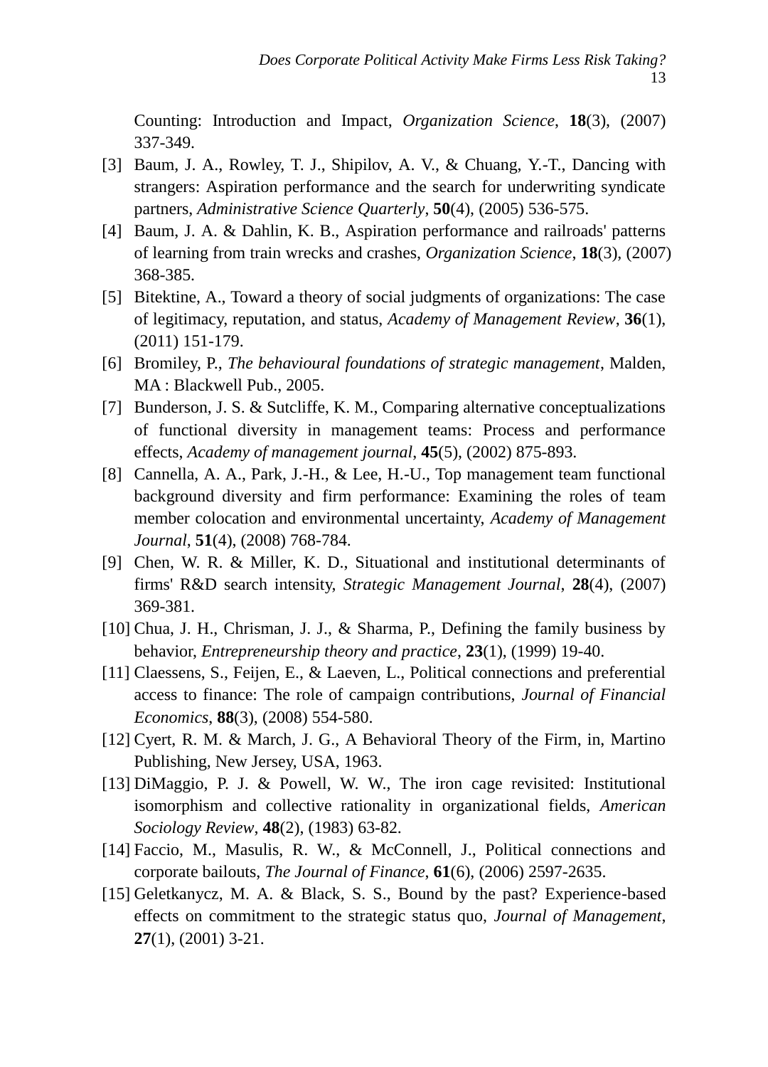Counting: Introduction and Impact, *Organization Science*, **18**(3), (2007) 337-349.

[3] Baum, J. A., Rowley, T. J., Shipilov, A. V., & Chuang, Y.-T., Dancing with strangers: Aspiration performance and the search for underwriting syndicate partners, *Administrative Science Quarterly*, **50**(4), (2005) 536-575.

[4] Baum, J. A. & Dahlin, K. B., Aspiration performance and railroads' patterns of learning from train wrecks and crashes, *Organization Science*, **18**(3), (2007) 368-385.

[5] Bitektine, A., Toward a theory of social judgments of organizations: The case of legitimacy, reputation, and status, *Academy of Management Review*, **36**(1), (2011) 151-179.

[6] Bromiley, P., *The behavioural foundations of strategic management*, Malden, MA : Blackwell Pub., 2005.

[7] Bunderson, J. S. & Sutcliffe, K. M., Comparing alternative conceptualizations of functional diversity in management teams: Process and performance effects, *Academy of management journal*, **45**(5), (2002) 875-893.

[8] Cannella, A. A., Park, J.-H., & Lee, H.-U., Top management team functional background diversity and firm performance: Examining the roles of team member colocation and environmental uncertainty, *Academy of Management Journal*, **51**(4), (2008) 768-784.

[9] Chen, W. R. & Miller, K. D., Situational and institutional determinants of firms' R&D search intensity, *Strategic Management Journal*, **28**(4), (2007) 369-381.

[10] Chua, J. H., Chrisman, J. J., & Sharma, P., Defining the family business by behavior, *Entrepreneurship theory and practice*, **23**(1), (1999) 19-40.

[11] Claessens, S., Feijen, E., & Laeven, L., Political connections and preferential access to finance: The role of campaign contributions, *Journal of Financial Economics*, **88**(3), (2008) 554-580.

[12] Cyert, R. M. & March, J. G., A Behavioral Theory of the Firm, in, Martino Publishing, New Jersey, USA, 1963.

[13] DiMaggio, P. J. & Powell, W. W., The iron cage revisited: Institutional isomorphism and collective rationality in organizational fields, *American Sociology Review*, **48**(2), (1983) 63-82.

[14] Faccio, M., Masulis, R. W., & McConnell, J., Political connections and corporate bailouts, *The Journal of Finance*, **61**(6), (2006) 2597-2635.

[15] Geletkanycz, M. A. & Black, S. S., Bound by the past? Experience-based effects on commitment to the strategic status quo, *Journal of Management*, **27**(1), (2001) 3-21.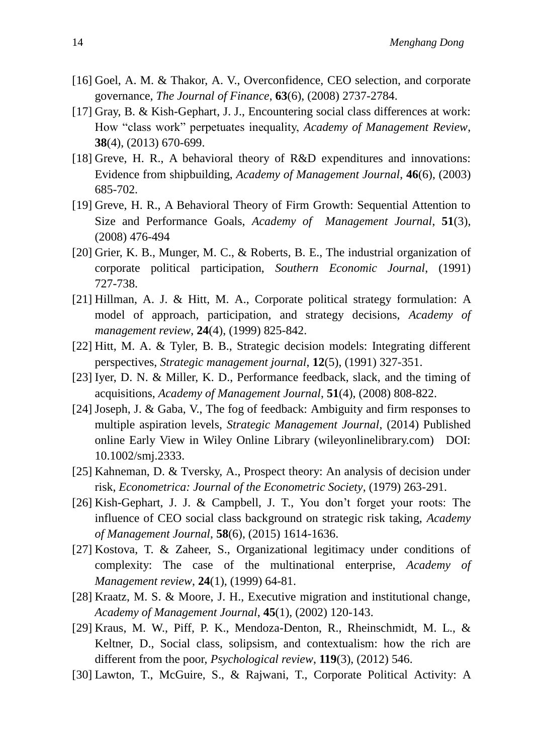[16] Goel, A. M. & Thakor, A. V., Overconfidence, CEO selection, and corporate governance, *The Journal of Finance*, **63**(6), (2008) 2737-2784.

[17] Gray, B. & Kish-Gephart, J. J., Encountering social class differences at work: How "class work" perpetuates inequality, *Academy of Management Review*, **38**(4), (2013) 670-699.

[18] Greve, H. R., A behavioral theory of R&D expenditures and innovations: Evidence from shipbuilding, *Academy of Management Journal*, **46**(6), (2003) 685-702.

[19] Greve, H. R., A Behavioral Theory of Firm Growth: Sequential Attention to Size and Performance Goals, *Academy of Management Journal*, **51**(3), (2008) 476-494

[20] Grier, K. B., Munger, M. C., & Roberts, B. E., The industrial organization of corporate political participation, *Southern Economic Journal*, (1991) 727-738.

[21] Hillman, A. J. & Hitt, M. A., Corporate political strategy formulation: A model of approach, participation, and strategy decisions, *Academy of management review*, **24**(4), (1999) 825-842.

[22] Hitt, M. A. & Tyler, B. B., Strategic decision models: Integrating different perspectives, *Strategic management journal*, **12**(5), (1991) 327-351.

[23] Iyer, D. N. & Miller, K. D., Performance feedback, slack, and the timing of acquisitions, *Academy of Management Journal*, **51**(4), (2008) 808-822.

[24] Joseph, J. & Gaba, V., The fog of feedback: Ambiguity and firm responses to multiple aspiration levels, *Strategic Management Journal*, (2014) Published online Early View in Wiley Online Library (wileyonlinelibrary.com) DOI: 10.1002/smj.2333.

[25] Kahneman, D. & Tversky, A., Prospect theory: An analysis of decision under risk, *Econometrica: Journal of the Econometric Society*, (1979) 263-291.

[26] Kish-Gephart, J. J. & Campbell, J. T., You don't forget your roots: The influence of CEO social class background on strategic risk taking, *Academy of Management Journal*, **58**(6), (2015) 1614-1636.

[27] Kostova, T. & Zaheer, S., Organizational legitimacy under conditions of complexity: The case of the multinational enterprise, *Academy of Management review*, **24**(1), (1999) 64-81.

[28] Kraatz, M. S. & Moore, J. H., Executive migration and institutional change, *Academy of Management Journal*, **45**(1), (2002) 120-143.

[29] Kraus, M. W., Piff, P. K., Mendoza-Denton, R., Rheinschmidt, M. L., & Keltner, D., Social class, solipsism, and contextualism: how the rich are different from the poor, *Psychological review*, **119**(3), (2012) 546.

[30] Lawton, T., McGuire, S., & Rajwani, T., Corporate Political Activity: A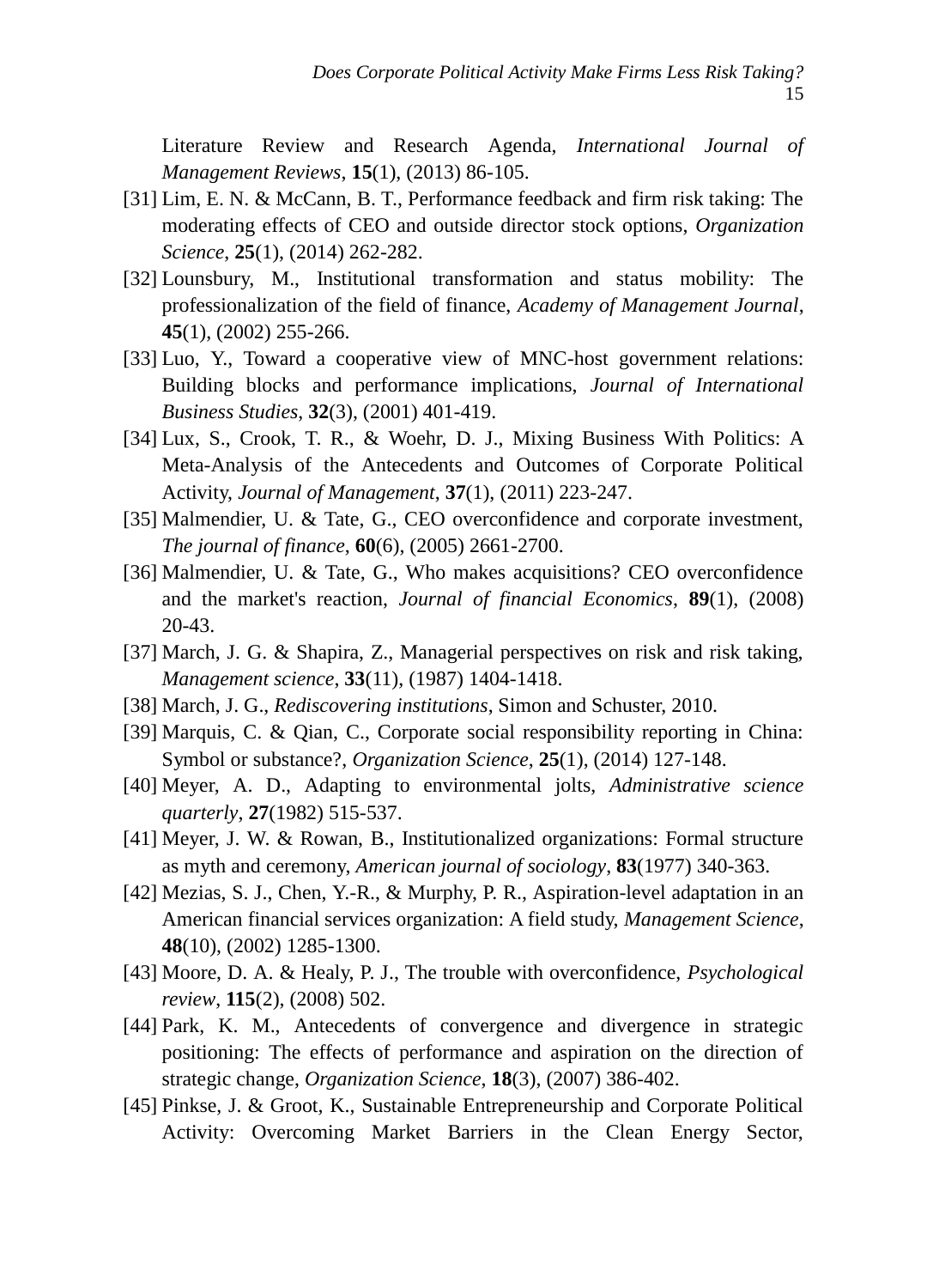Literature Review and Research Agenda, *International Journal of Management Reviews*, **15**(1), (2013) 86-105.

[31] Lim, E. N. & McCann, B. T., Performance feedback and firm risk taking: The moderating effects of CEO and outside director stock options, *Organization Science*, **25**(1), (2014) 262-282.

[32] Lounsbury, M., Institutional transformation and status mobility: The professionalization of the field of finance, *Academy of Management Journal*, **45**(1), (2002) 255-266.

[33] Luo, Y., Toward a cooperative view of MNC-host government relations: Building blocks and performance implications, *Journal of International Business Studies*, **32**(3), (2001) 401-419.

[34] Lux, S., Crook, T. R., & Woehr, D. J., Mixing Business With Politics: A Meta-Analysis of the Antecedents and Outcomes of Corporate Political Activity, *Journal of Management*, **37**(1), (2011) 223-247.

[35] Malmendier, U. & Tate, G., CEO overconfidence and corporate investment, *The journal of finance*, **60**(6), (2005) 2661-2700.

[36] Malmendier, U. & Tate, G., Who makes acquisitions? CEO overconfidence and the market's reaction, *Journal of financial Economics*, **89**(1), (2008) 20-43.

[37] March, J. G. & Shapira, Z., Managerial perspectives on risk and risk taking, *Management science*, **33**(11), (1987) 1404-1418.

[38] March, J. G., *Rediscovering institutions*, Simon and Schuster, 2010.

[39] Marquis, C. & Qian, C., Corporate social responsibility reporting in China: Symbol or substance?, *Organization Science*, **25**(1), (2014) 127-148.

[40] Meyer, A. D., Adapting to environmental jolts, *Administrative science quarterly*, **27**(1982) 515-537.

[41] Meyer, J. W. & Rowan, B., Institutionalized organizations: Formal structure as myth and ceremony, *American journal of sociology*, **83**(1977) 340-363.

[42] Mezias, S. J., Chen, Y.-R., & Murphy, P. R., Aspiration-level adaptation in an American financial services organization: A field study, *Management Science*, **48**(10), (2002) 1285-1300.

[43] Moore, D. A. & Healy, P. J., The trouble with overconfidence, *Psychological review*, **115**(2), (2008) 502.

[44] Park, K. M., Antecedents of convergence and divergence in strategic positioning: The effects of performance and aspiration on the direction of strategic change, *Organization Science*, **18**(3), (2007) 386-402.

[45] Pinkse, J. & Groot, K., Sustainable Entrepreneurship and Corporate Political Activity: Overcoming Market Barriers in the Clean Energy Sector,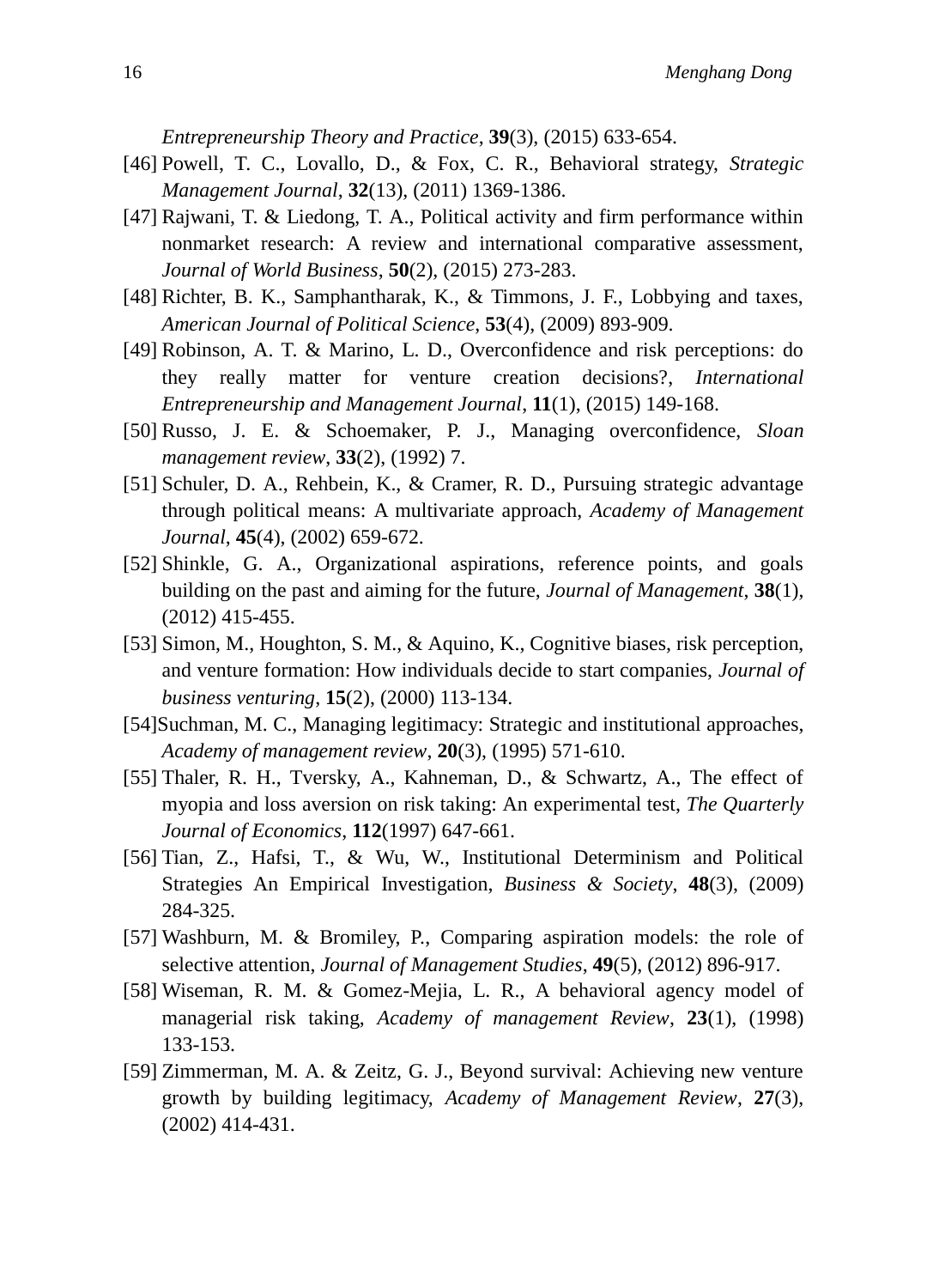*Entrepreneurship Theory and Practice*, **39**(3), (2015) 633-654.

[46] Powell, T. C., Lovallo, D., & Fox, C. R., Behavioral strategy, *Strategic Management Journal*, **32**(13), (2011) 1369-1386.

[47] Rajwani, T. & Liedong, T. A., Political activity and firm performance within nonmarket research: A review and international comparative assessment, *Journal of World Business*, **50**(2), (2015) 273-283.

[48] Richter, B. K., Samphantharak, K., & Timmons, J. F., Lobbying and taxes, *American Journal of Political Science*, **53**(4), (2009) 893-909.

[49] Robinson, A. T. & Marino, L. D., Overconfidence and risk perceptions: do they really matter for venture creation decisions?, *International Entrepreneurship and Management Journal*, **11**(1), (2015) 149-168.

[50] Russo, J. E. & Schoemaker, P. J., Managing overconfidence, *Sloan management review*, **33**(2), (1992) 7.

[51] Schuler, D. A., Rehbein, K., & Cramer, R. D., Pursuing strategic advantage through political means: A multivariate approach, *Academy of Management Journal*, **45**(4), (2002) 659-672.

[52] Shinkle, G. A., Organizational aspirations, reference points, and goals building on the past and aiming for the future, *Journal of Management*, **38**(1), (2012) 415-455.

[53] Simon, M., Houghton, S. M., & Aquino, K., Cognitive biases, risk perception, and venture formation: How individuals decide to start companies, *Journal of business venturing*, **15**(2), (2000) 113-134.

[54]Suchman, M. C., Managing legitimacy: Strategic and institutional approaches, *Academy of management review*, **20**(3), (1995) 571-610.

[55] Thaler, R. H., Tversky, A., Kahneman, D., & Schwartz, A., The effect of myopia and loss aversion on risk taking: An experimental test, *The Quarterly Journal of Economics*, **112**(1997) 647-661.

[56] Tian, Z., Hafsi, T., & Wu, W., Institutional Determinism and Political Strategies An Empirical Investigation, *Business & Society*, **48**(3), (2009) 284-325.

[57] Washburn, M. & Bromiley, P., Comparing aspiration models: the role of selective attention, *Journal of Management Studies*, **49**(5), (2012) 896-917.

[58] Wiseman, R. M. & Gomez-Mejia, L. R., A behavioral agency model of managerial risk taking, *Academy of management Review*, **23**(1), (1998) 133-153.

[59] Zimmerman, M. A. & Zeitz, G. J., Beyond survival: Achieving new venture growth by building legitimacy, *Academy of Management Review*, **27**(3), (2002) 414-431.